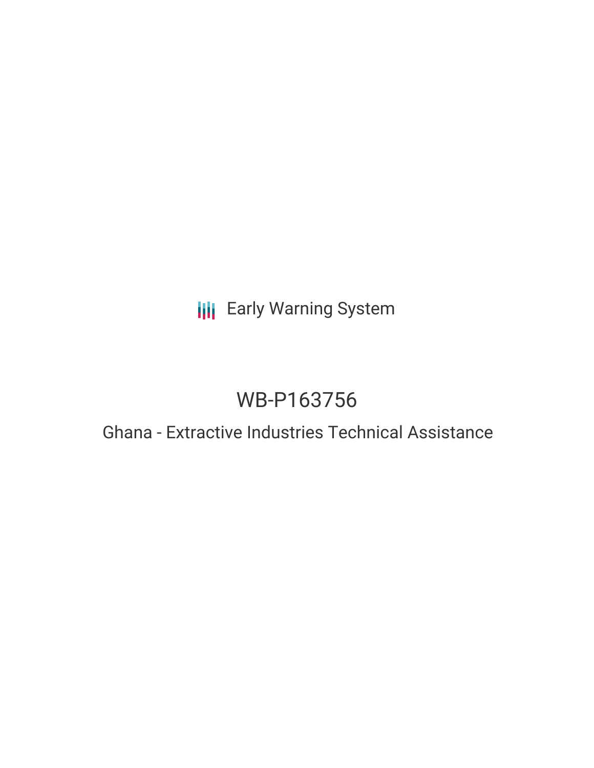Early Warning System

# WB-P163756

## Ghana - Extractive Industries Technical Assistance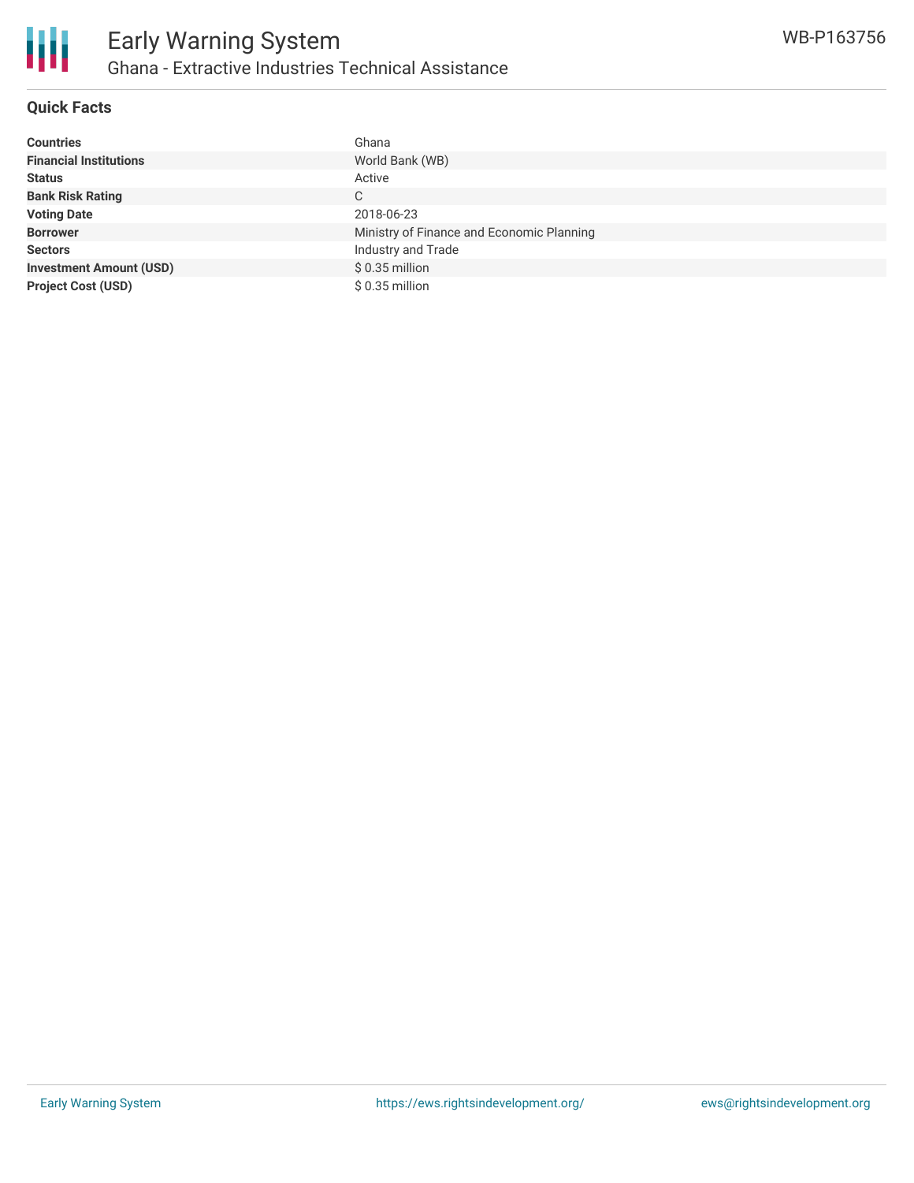# Early Warning System

## Ghana - Extractive Industries Technical Assistance

WB-P163756

### Quick Facts

| | |
|---|---|
| **Countries** | Ghana |
| **Financial Institutions** | World Bank (WB) |
| **Status** | Active |
| **Bank Risk Rating** | C |
| **Voting Date** | 2018-06-23 |
| **Borrower** | Ministry of Finance and Economic Planning |
| **Sectors** | Industry and Trade |
| **Investment Amount (USD)** | $ 0.35 million |
| **Project Cost (USD)** | $ 0.35 million |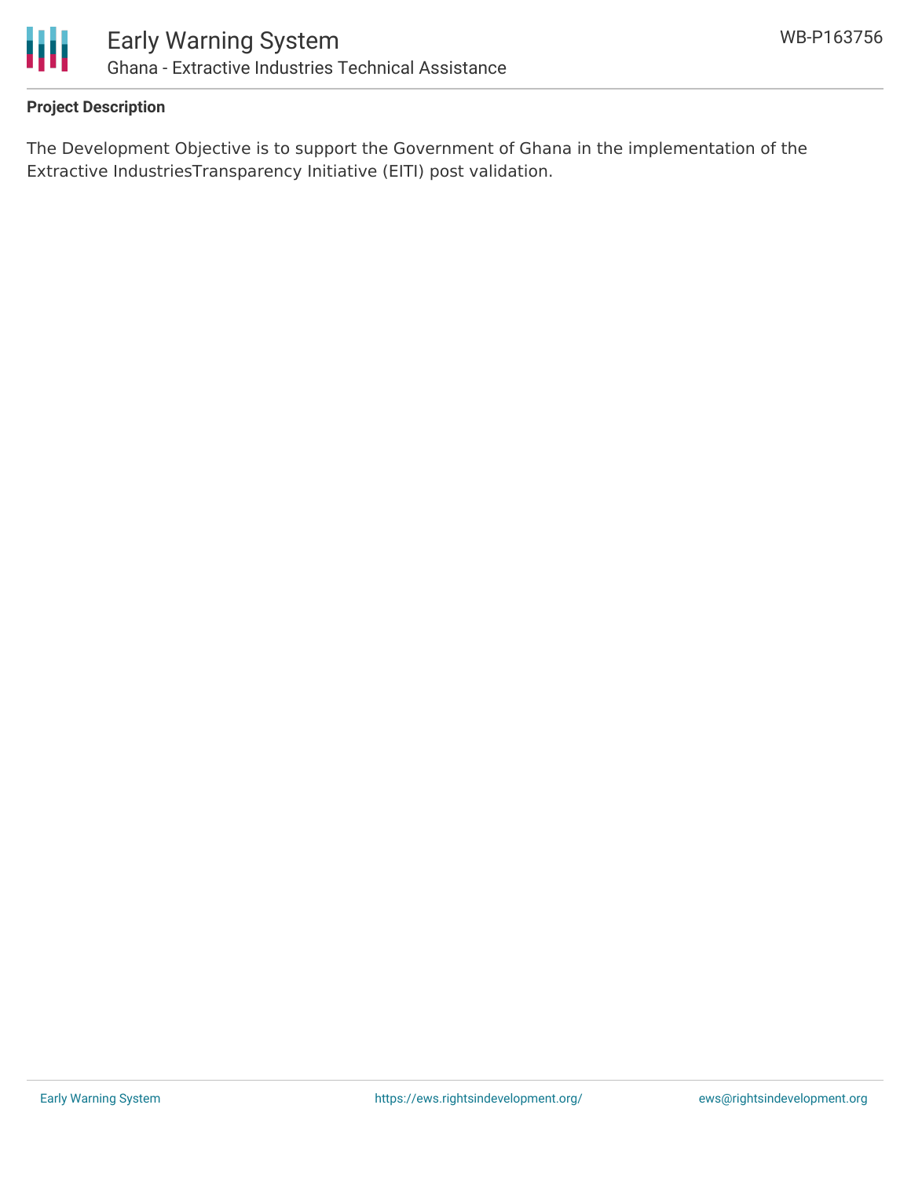**Project Description**

The Development Objective is to support the Government of Ghana in the implementation of the Extractive IndustriesTransparency Initiative (EITI) post validation.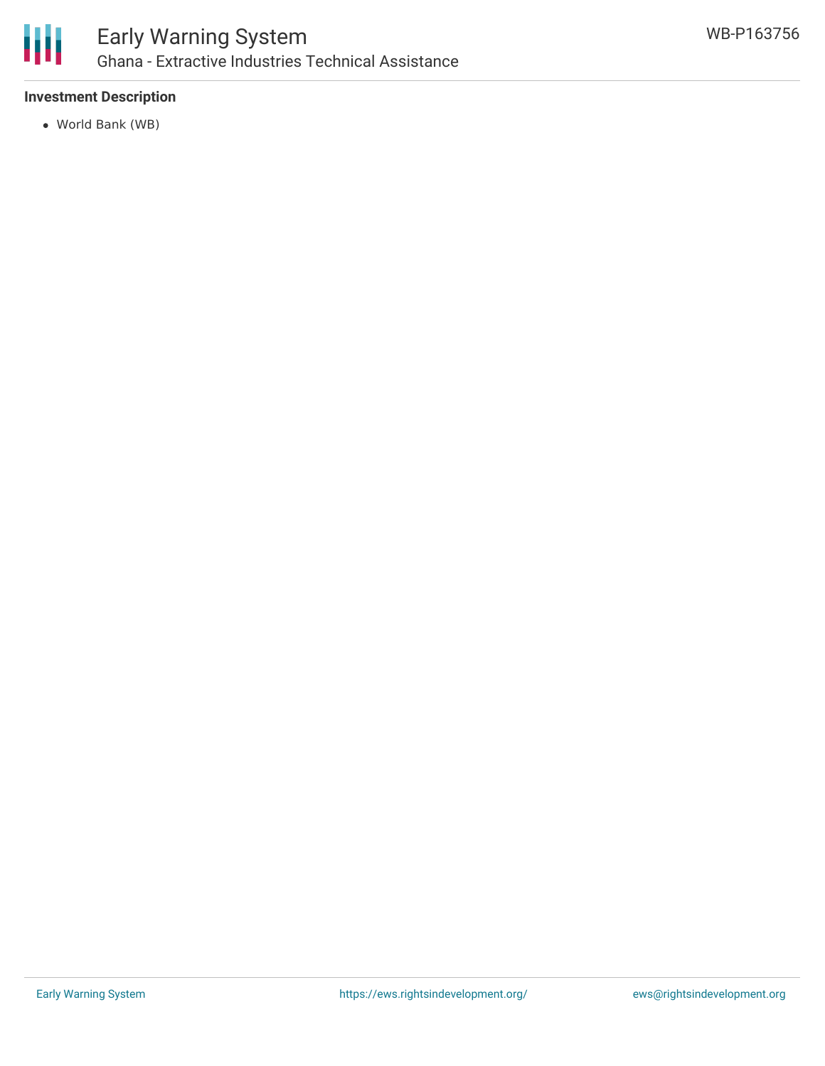**Investment Description**

- World Bank (WB)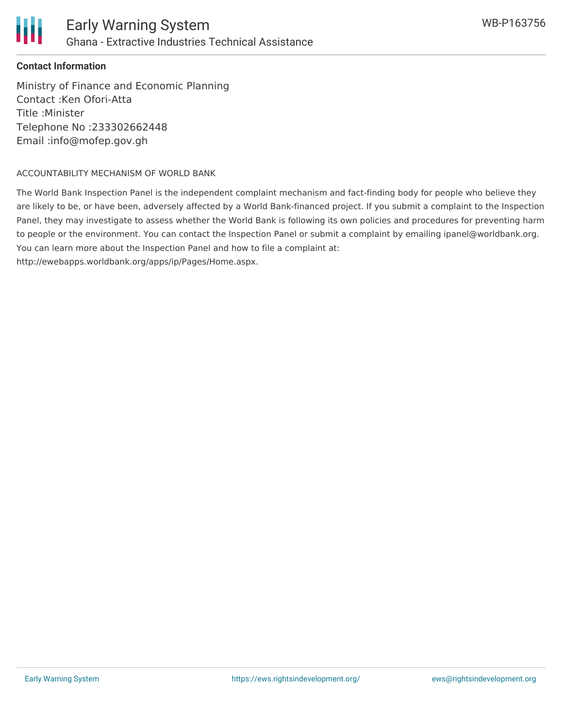**Contact Information**

Ministry of Finance and Economic Planning
Contact :Ken Ofori-Atta
Title :Minister
Telephone No :233302662448
Email :info@mofep.gov.gh

ACCOUNTABILITY MECHANISM OF WORLD BANK

The World Bank Inspection Panel is the independent complaint mechanism and fact-finding body for people who believe they are likely to be, or have been, adversely affected by a World Bank-financed project. If you submit a complaint to the Inspection Panel, they may investigate to assess whether the World Bank is following its own policies and procedures for preventing harm to people or the environment. You can contact the Inspection Panel or submit a complaint by emailing ipanel@worldbank.org. You can learn more about the Inspection Panel and how to file a complaint at: http://ewebapps.worldbank.org/apps/ip/Pages/Home.aspx.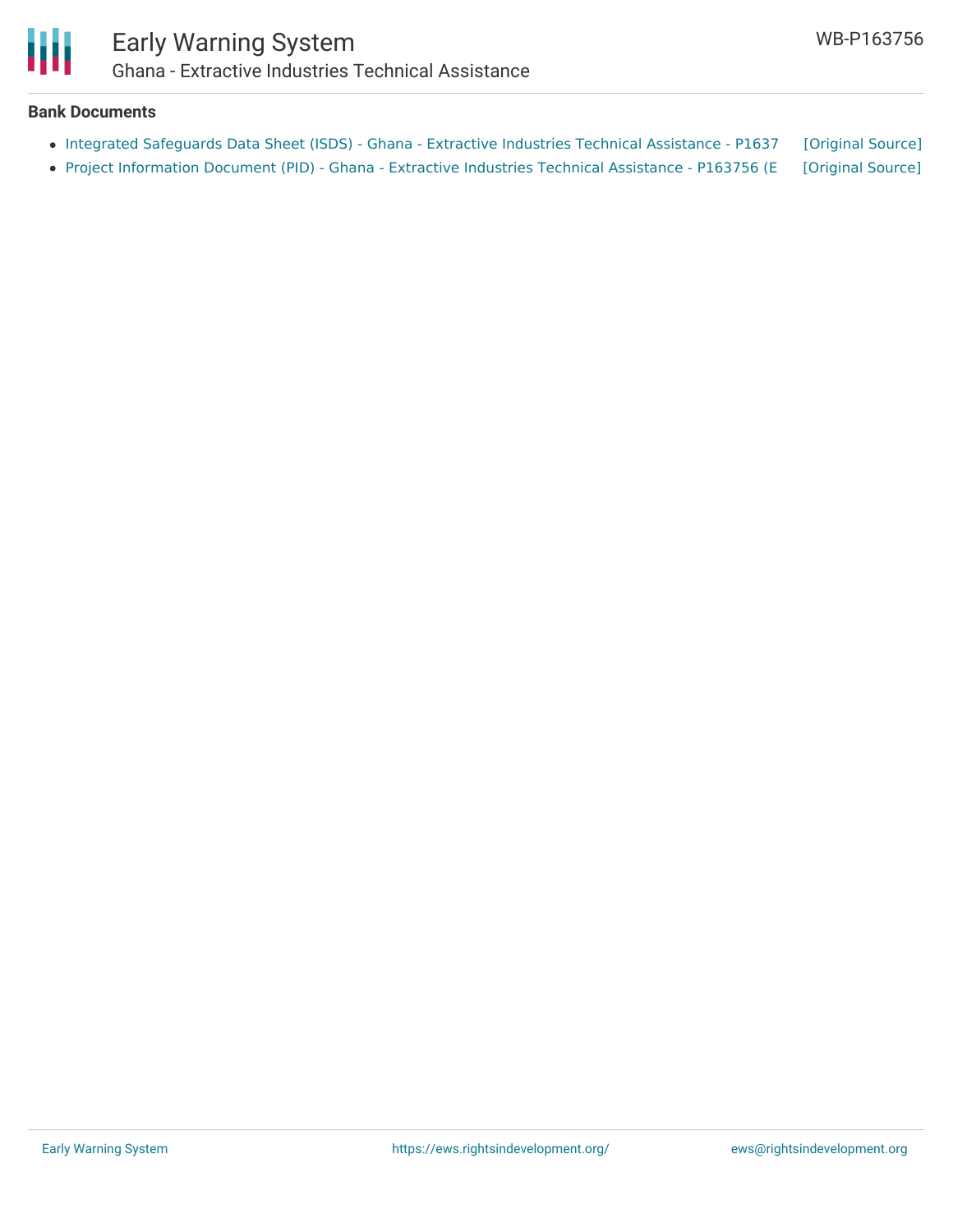**Bank Documents**

- Integrated Safeguards Data Sheet (ISDS) - Ghana - Extractive Industries Technical Assistance - P1637 [Original Source]
- Project Information Document (PID) - Ghana - Extractive Industries Technical Assistance - P163756 (E [Original Source]